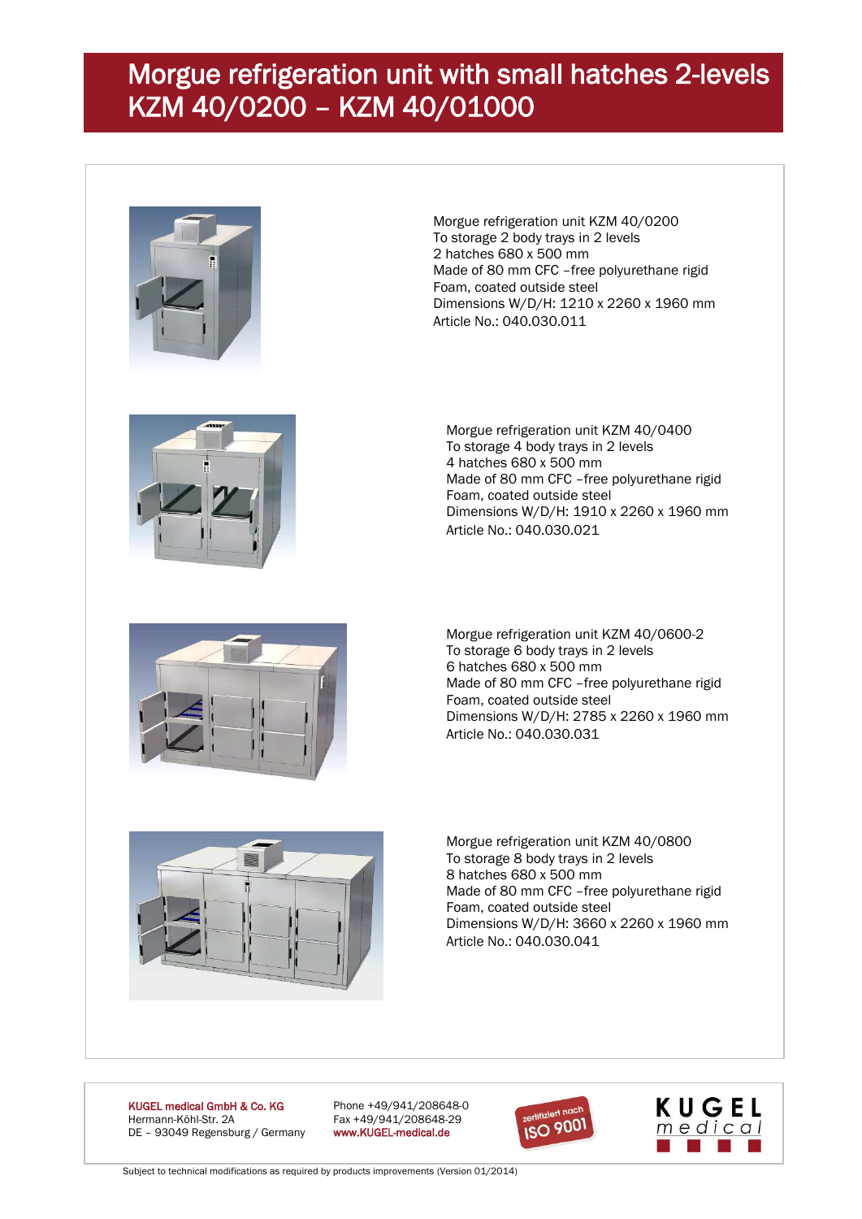# Morgue refrigeration unit with small hatches 2-levels KZM 40/0200 – KZM 40/01000

Morgue refrigeration unit KZM 40/0200
To storage 2 body trays in 2 levels
2 hatches 680 x 500 mm
Made of 80 mm CFC –free polyurethane rigid
Foam, coated outside steel
Dimensions W/D/H: 1210 x 2260 x 1960 mm
Article No.: 040.030.011

Morgue refrigeration unit KZM 40/0400
To storage 4 body trays in 2 levels
4 hatches 680 x 500 mm
Made of 80 mm CFC –free polyurethane rigid
Foam, coated outside steel
Dimensions W/D/H: 1910 x 2260 x 1960 mm
Article No.: 040.030.021

Morgue refrigeration unit KZM 40/0600-2
To storage 6 body trays in 2 levels
6 hatches 680 x 500 mm
Made of 80 mm CFC –free polyurethane rigid
Foam, coated outside steel
Dimensions W/D/H: 2785 x 2260 x 1960 mm
Article No.: 040.030.031

Morgue refrigeration unit KZM 40/0800
To storage 8 body trays in 2 levels
8 hatches 680 x 500 mm
Made of 80 mm CFC –free polyurethane rigid
Foam, coated outside steel
Dimensions W/D/H: 3660 x 2260 x 1960 mm
Article No.: 040.030.041

**KUGEL medical GmbH & Co. KG**
Hermann-Köhl-Str. 2A
DE – 93049 Regensburg / Germany

Phone +49/941/208648-0
Fax +49/941/208648-29
www.KUGEL-medical.de

zertifiziert nach ISO 9001

KUGEL medical

Subject to technical modifications as required by products improvements (Version 01/2014)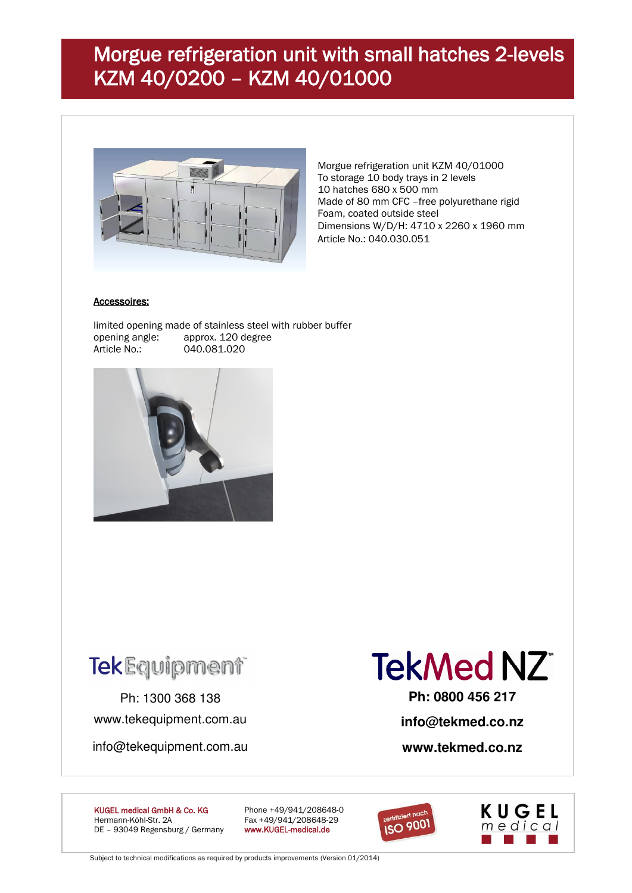# Morgue refrigeration unit with small hatches 2-levels KZM 40/0200 – KZM 40/01000

Morgue refrigeration unit KZM 40/01000
To storage 10 body trays in 2 levels
10 hatches 680 x 500 mm
Made of 80 mm CFC –free polyurethane rigid Foam, coated outside steel
Dimensions W/D/H: 4710 x 2260 x 1960 mm
Article No.: 040.030.051

**Accessoires:**

limited opening made of stainless steel with rubber buffer

| | |
|---|---|
| opening angle: | approx. 120 degree |
| Article No.: | 040.081.020 |

TekEquipment

Ph: 1300 368 138
www.tekequipment.com.au
info@tekequipment.com.au

TekMed NZ

**Ph: 0800 456 217**
**info@tekmed.co.nz**
**www.tekmed.co.nz**

KUGEL medical GmbH & Co. KG
Hermann-Köhl-Str. 2A
DE – 93049 Regensburg / Germany

Phone +49/941/208648-0
Fax +49/941/208648-29
www.KUGEL-medical.de

zertifiziert nach ISO 9001

KUGEL medical

Subject to technical modifications as required by products improvements (Version 01/2014)